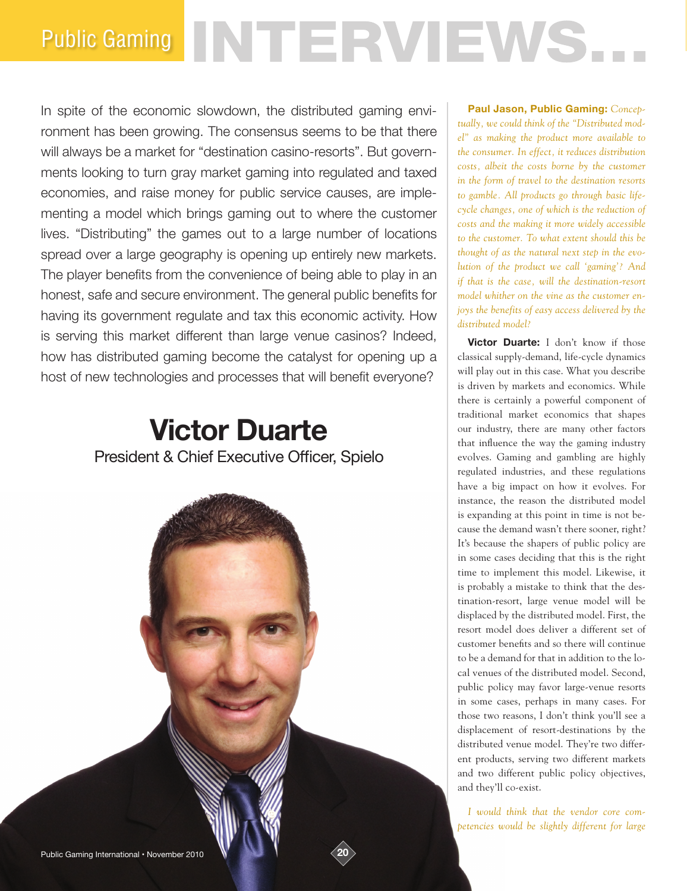# Public Gaming INTERVIEWS...

In spite of the economic slowdown, the distributed gaming environment has been growing. The consensus seems to be that there will always be a market for "destination casino-resorts". But governments looking to turn gray market gaming into regulated and taxed economies, and raise money for public service causes, are implementing a model which brings gaming out to where the customer lives. "Distributing" the games out to a large number of locations spread over a large geography is opening up entirely new markets. The player benefits from the convenience of being able to play in an honest, safe and secure environment. The general public benefits for having its government regulate and tax this economic activity. How is serving this market different than large venue casinos? Indeed, how has distributed gaming become the catalyst for opening up a host of new technologies and processes that will benefit everyone?

## Victor Duarte

President & Chief Executive Officer, Spielo

**Paul Jason, Public Gaming:** *Conceptually, we could think of the "Distributed model" as making the product more available to the consumer. In effect, it reduces distribution costs, albeit the costs borne by the customer in the form of travel to the destination resorts to gamble. All products go through basic life-cycle changes, one of which is the reduction of costs and the making it more widely accessible to the customer. To what extent should this be thought of as the natural next step in the evolution of the product we call 'gaming'? And if that is the case, will the destination-resort model whither on the vine as the customer enjoys the benefits of easy access delivered by the distributed model?*

**Victor Duarte:** I don't know if those classical supply-demand, life-cycle dynamics will play out in this case. What you describe is driven by markets and economics. While there is certainly a powerful component of traditional market economics that shapes our industry, there are many other factors that influence the way the gaming industry evolves. Gaming and gambling are highly regulated industries, and these regulations have a big impact on how it evolves. For instance, the reason the distributed model is expanding at this point in time is not because the demand wasn't there sooner, right? It's because the shapers of public policy are in some cases deciding that this is the right time to implement this model. Likewise, it is probably a mistake to think that the destination-resort, large venue model will be displaced by the distributed model. First, the resort model does deliver a different set of customer benefits and so there will continue to be a demand for that in addition to the local venues of the distributed model. Second, public policy may favor large-venue resorts in some cases, perhaps in many cases. For those two reasons, I don't think you'll see a displacement of resort-destinations by the distributed venue model. They're two different products, serving two different markets and two different public policy objectives, and they'll co-exist.

*I would think that the vendor core competencies would be slightly different for large*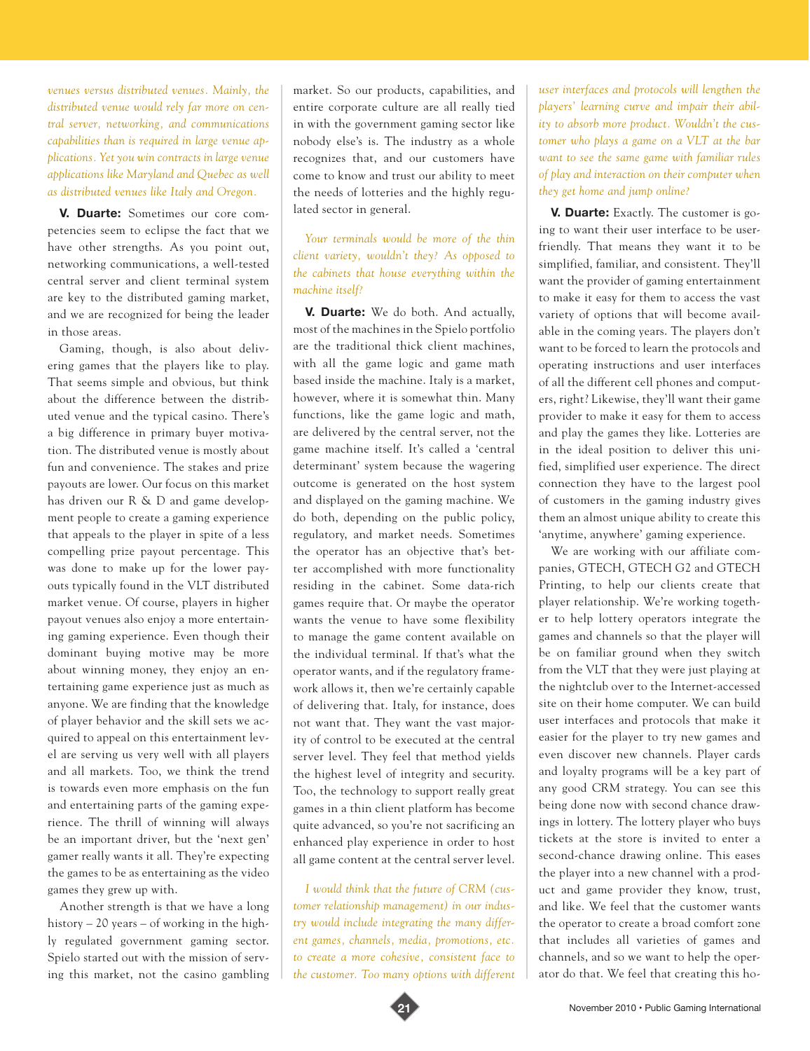*venues versus distributed venues. Mainly, the distributed venue would rely far more on central server, networking, and communications capabilities than is required in large venue applications. Yet you win contracts in large venue applications like Maryland and Quebec as well as distributed venues like Italy and Oregon.*

**V. Duarte:** Sometimes our core competencies seem to eclipse the fact that we have other strengths. As you point out, networking communications, a well-tested central server and client terminal system are key to the distributed gaming market, and we are recognized for being the leader in those areas.

Gaming, though, is also about delivering games that the players like to play. That seems simple and obvious, but think about the difference between the distributed venue and the typical casino. There's a big difference in primary buyer motivation. The distributed venue is mostly about fun and convenience. The stakes and prize payouts are lower. Our focus on this market has driven our R & D and game development people to create a gaming experience that appeals to the player in spite of a less compelling prize payout percentage. This was done to make up for the lower payouts typically found in the VLT distributed market venue. Of course, players in higher payout venues also enjoy a more entertaining gaming experience. Even though their dominant buying motive may be more about winning money, they enjoy an entertaining game experience just as much as anyone. We are finding that the knowledge of player behavior and the skill sets we acquired to appeal on this entertainment level are serving us very well with all players and all markets. Too, we think the trend is towards even more emphasis on the fun and entertaining parts of the gaming experience. The thrill of winning will always be an important driver, but the 'next gen' gamer really wants it all. They're expecting the games to be as entertaining as the video games they grew up with.

Another strength is that we have a long history – 20 years – of working in the highly regulated government gaming sector. Spielo started out with the mission of serving this market, not the casino gambling market. So our products, capabilities, and entire corporate culture are all really tied in with the government gaming sector like nobody else's is. The industry as a whole recognizes that, and our customers have come to know and trust our ability to meet the needs of lotteries and the highly regulated sector in general.

*Your terminals would be more of the thin client variety, wouldn't they? As opposed to the cabinets that house everything within the machine itself?*

**V. Duarte:** We do both. And actually, most of the machines in the Spielo portfolio are the traditional thick client machines, with all the game logic and game math based inside the machine. Italy is a market, however, where it is somewhat thin. Many functions, like the game logic and math, are delivered by the central server, not the game machine itself. It's called a 'central determinant' system because the wagering outcome is generated on the host system and displayed on the gaming machine. We do both, depending on the public policy, regulatory, and market needs. Sometimes the operator has an objective that's better accomplished with more functionality residing in the cabinet. Some data-rich games require that. Or maybe the operator wants the venue to have some flexibility to manage the game content available on the individual terminal. If that's what the operator wants, and if the regulatory framework allows it, then we're certainly capable of delivering that. Italy, for instance, does not want that. They want the vast majority of control to be executed at the central server level. They feel that method yields the highest level of integrity and security. Too, the technology to support really great games in a thin client platform has become quite advanced, so you're not sacrificing an enhanced play experience in order to host all game content at the central server level.

*I would think that the future of CRM (customer relationship management) in our industry would include integrating the many different games, channels, media, promotions, etc. to create a more cohesive, consistent face to the customer. Too many options with different user interfaces and protocols will lengthen the players' learning curve and impair their ability to absorb more product. Wouldn't the customer who plays a game on a VLT at the bar want to see the same game with familiar rules of play and interaction on their computer when they get home and jump online?*

**V. Duarte:** Exactly. The customer is going to want their user interface to be user-friendly. That means they want it to be simplified, familiar, and consistent. They'll want the provider of gaming entertainment to make it easy for them to access the vast variety of options that will become available in the coming years. The players don't want to be forced to learn the protocols and operating instructions and user interfaces of all the different cell phones and computers, right? Likewise, they'll want their game provider to make it easy for them to access and play the games they like. Lotteries are in the ideal position to deliver this unified, simplified user experience. The direct connection they have to the largest pool of customers in the gaming industry gives them an almost unique ability to create this 'anytime, anywhere' gaming experience.

We are working with our affiliate companies, GTECH, GTECH G2 and GTECH Printing, to help our clients create that player relationship. We're working together to help lottery operators integrate the games and channels so that the player will be on familiar ground when they switch from the VLT that they were just playing at the nightclub over to the Internet-accessed site on their home computer. We can build user interfaces and protocols that make it easier for the player to try new games and even discover new channels. Player cards and loyalty programs will be a key part of any good CRM strategy. You can see this being done now with second chance drawings in lottery. The lottery player who buys tickets at the store is invited to enter a second-chance drawing online. This eases the player into a new channel with a product and game provider they know, trust, and like. We feel that the customer wants the operator to create a broad comfort zone that includes all varieties of games and channels, and so we want to help the operator do that. We feel that creating this ho-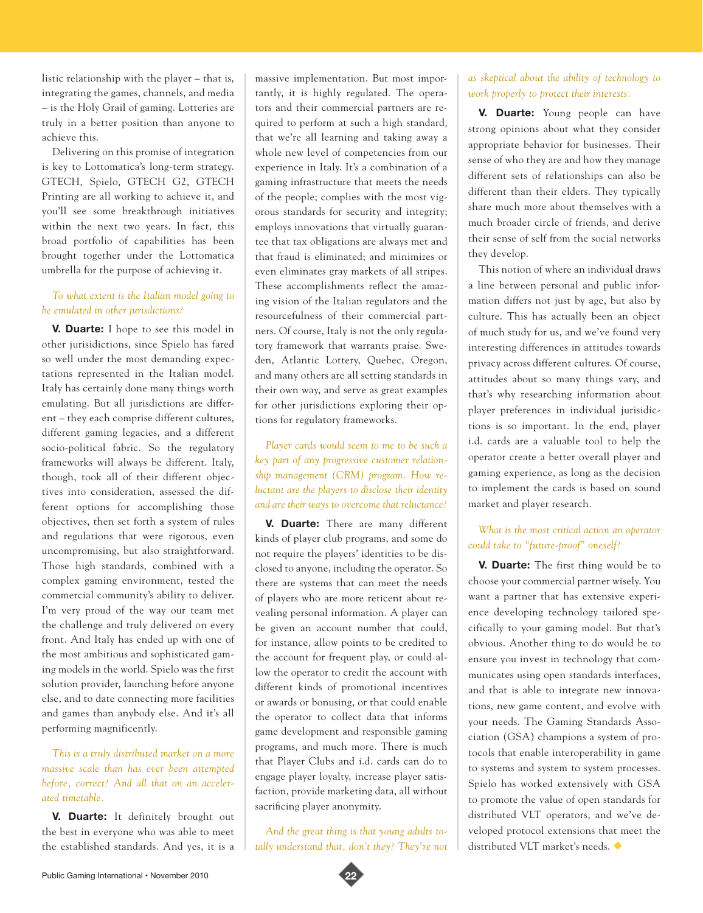listic relationship with the player – that is, integrating the games, channels, and media – is the Holy Grail of gaming. Lotteries are truly in a better position than anyone to achieve this.

Delivering on this promise of integration is key to Lottomatica's long-term strategy. GTECH, Spielo, GTECH G2, GTECH Printing are all working to achieve it, and you'll see some breakthrough initiatives within the next two years. In fact, this broad portfolio of capabilities has been brought together under the Lottomatica umbrella for the purpose of achieving it.

*To what extent is the Italian model going to be emulated in other jurisdictions?*

**V. Duarte:** I hope to see this model in other jurisdictions, since Spielo has fared so well under the most demanding expectations represented in the Italian model. Italy has certainly done many things worth emulating. But all jurisdictions are different – they each comprise different cultures, different gaming legacies, and a different socio-political fabric. So the regulatory frameworks will always be different. Italy, though, took all of their different objectives into consideration, assessed the different options for accomplishing those objectives, then set forth a system of rules and regulations that were rigorous, even uncompromising, but also straightforward. Those high standards, combined with a complex gaming environment, tested the commercial community's ability to deliver. I'm very proud of the way our team met the challenge and truly delivered on every front. And Italy has ended up with one of the most ambitious and sophisticated gaming models in the world. Spielo was the first solution provider, launching before anyone else, and to date connecting more facilities and games than anybody else. And it's all performing magnificently.

*This is a truly distributed market on a more massive scale than has ever been attempted before, correct? And all that on an accelerated timetable.*

**V. Duarte:** It definitely brought out the best in everyone who was able to meet the established standards. And yes, it is a massive implementation. But most importantly, it is highly regulated. The operators and their commercial partners are required to perform at such a high standard, that we're all learning and taking away a whole new level of competencies from our experience in Italy. It's a combination of a gaming infrastructure that meets the needs of the people; complies with the most vigorous standards for security and integrity; employs innovations that virtually guarantee that tax obligations are always met and that fraud is eliminated; and minimizes or even eliminates gray markets of all stripes. These accomplishments reflect the amazing vision of the Italian regulators and the resourcefulness of their commercial partners. Of course, Italy is not the only regulatory framework that warrants praise. Sweden, Atlantic Lottery, Quebec, Oregon, and many others are all setting standards in their own way, and serve as great examples for other jurisdictions exploring their options for regulatory frameworks.

*Player cards would seem to me to be such a key part of any progressive customer relationship management (CRM) program. How reluctant are the players to disclose their identity and are their ways to overcome that reluctance?*

**V. Duarte:** There are many different kinds of player club programs, and some do not require the players' identities to be disclosed to anyone, including the operator. So there are systems that can meet the needs of players who are more reticent about revealing personal information. A player can be given an account number that could, for instance, allow points to be credited to the account for frequent play, or could allow the operator to credit the account with different kinds of promotional incentives or awards or bonusing, or that could enable the operator to collect data that informs game development and responsible gaming programs, and much more. There is much that Player Clubs and i.d. cards can do to engage player loyalty, increase player satisfaction, provide marketing data, all without sacrificing player anonymity.

*And the great thing is that young adults totally understand that, don't they? They're not as skeptical about the ability of technology to work properly to protect their interests.*

**V. Duarte:** Young people can have strong opinions about what they consider appropriate behavior for businesses. Their sense of who they are and how they manage different sets of relationships can also be different than their elders. They typically share much more about themselves with a much broader circle of friends, and derive their sense of self from the social networks they develop.

This notion of where an individual draws a line between personal and public information differs not just by age, but also by culture. This has actually been an object of much study for us, and we've found very interesting differences in attitudes towards privacy across different cultures. Of course, attitudes about so many things vary, and that's why researching information about player preferences in individual jurisidictions is so important. In the end, player i.d. cards are a valuable tool to help the operator create a better overall player and gaming experience, as long as the decision to implement the cards is based on sound market and player research.

*What is the most critical action an operator could take to "future-proof" oneself?*

**V. Duarte:** The first thing would be to choose your commercial partner wisely. You want a partner that has extensive experience developing technology tailored specifically to your gaming model. But that's obvious. Another thing to do would be to ensure you invest in technology that communicates using open standards interfaces, and that is able to integrate new innovations, new game content, and evolve with your needs. The Gaming Standards Association (GSA) champions a system of protocols that enable interoperability in game to systems and system to system processes. Spielo has worked extensively with GSA to promote the value of open standards for distributed VLT operators, and we've developed protocol extensions that meet the distributed VLT market's needs. ◆